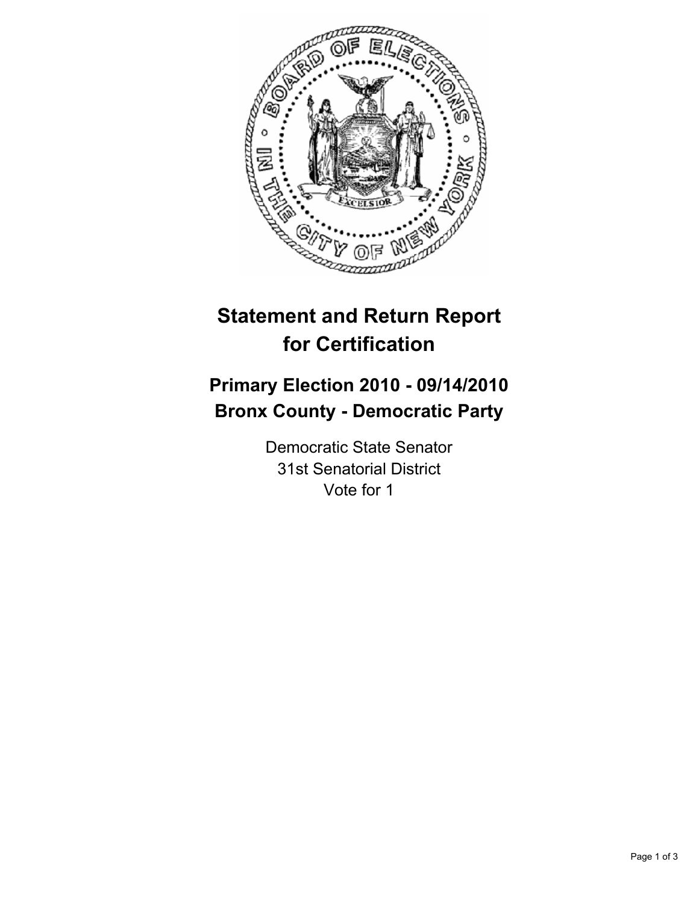# Statement and Return Report for Certification

## Primary Election 2010 - 09/14/2010
## Bronx County - Democratic Party

Democratic State Senator
31st Senatorial District
Vote for 1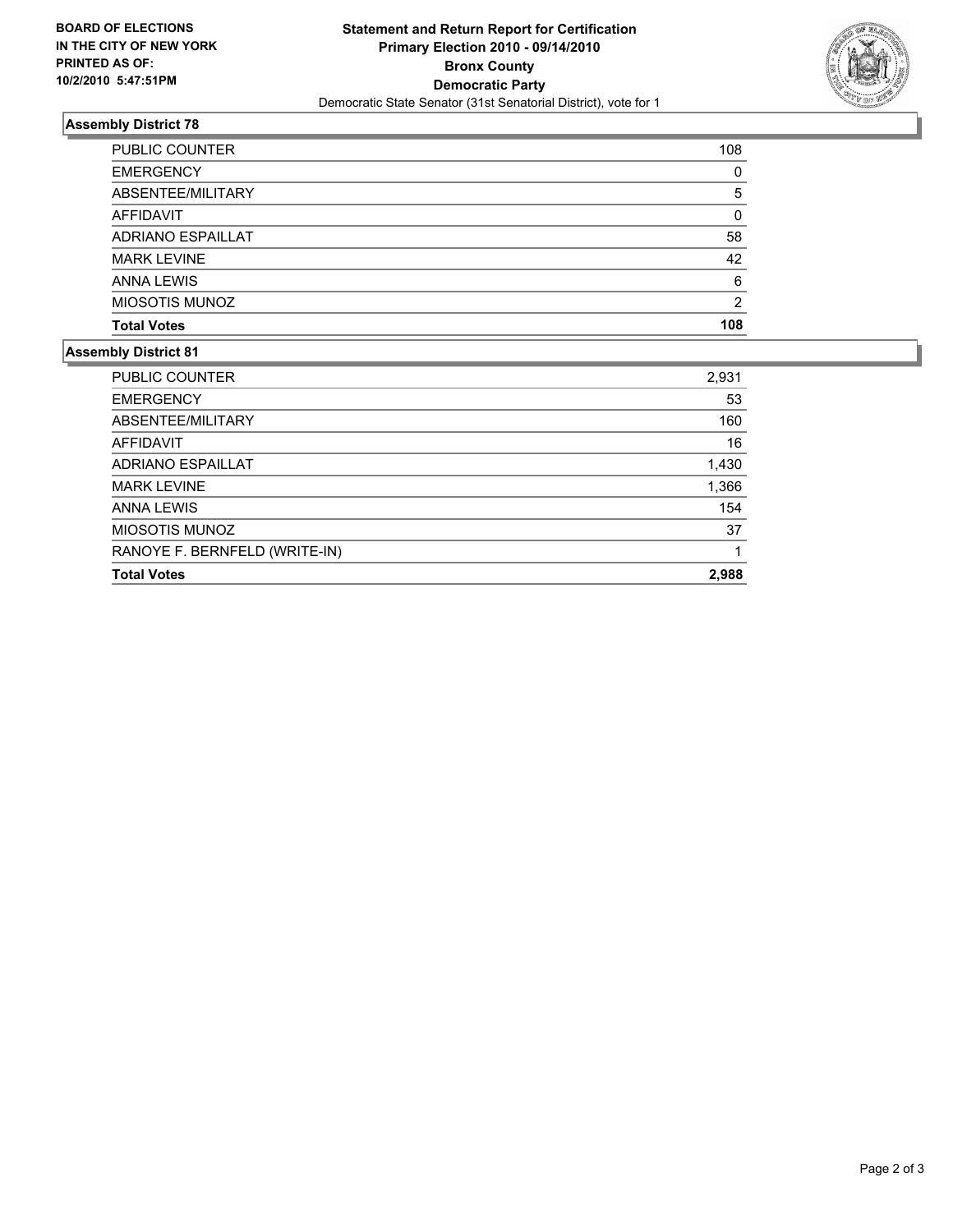**BOARD OF ELECTIONS IN THE CITY OF NEW YORK PRINTED AS OF: 10/2/2010 5:47:51PM**

# Statement and Return Report for Certification
## Primary Election 2010 - 09/14/2010
## Bronx County
## Democratic Party
Democratic State Senator (31st Senatorial District), vote for 1

### Assembly District 78

| | |
|---|---|
| PUBLIC COUNTER | 108 |
| EMERGENCY | 0 |
| ABSENTEE/MILITARY | 5 |
| AFFIDAVIT | 0 |
| ADRIANO ESPAILLAT | 58 |
| MARK LEVINE | 42 |
| ANNA LEWIS | 6 |
| MIOSOTIS MUNOZ | 2 |
| **Total Votes** | **108** |

### Assembly District 81

| | |
|---|---|
| PUBLIC COUNTER | 2,931 |
| EMERGENCY | 53 |
| ABSENTEE/MILITARY | 160 |
| AFFIDAVIT | 16 |
| ADRIANO ESPAILLAT | 1,430 |
| MARK LEVINE | 1,366 |
| ANNA LEWIS | 154 |
| MIOSOTIS MUNOZ | 37 |
| RANOYE F. BERNFELD (WRITE-IN) | 1 |
| **Total Votes** | **2,988** |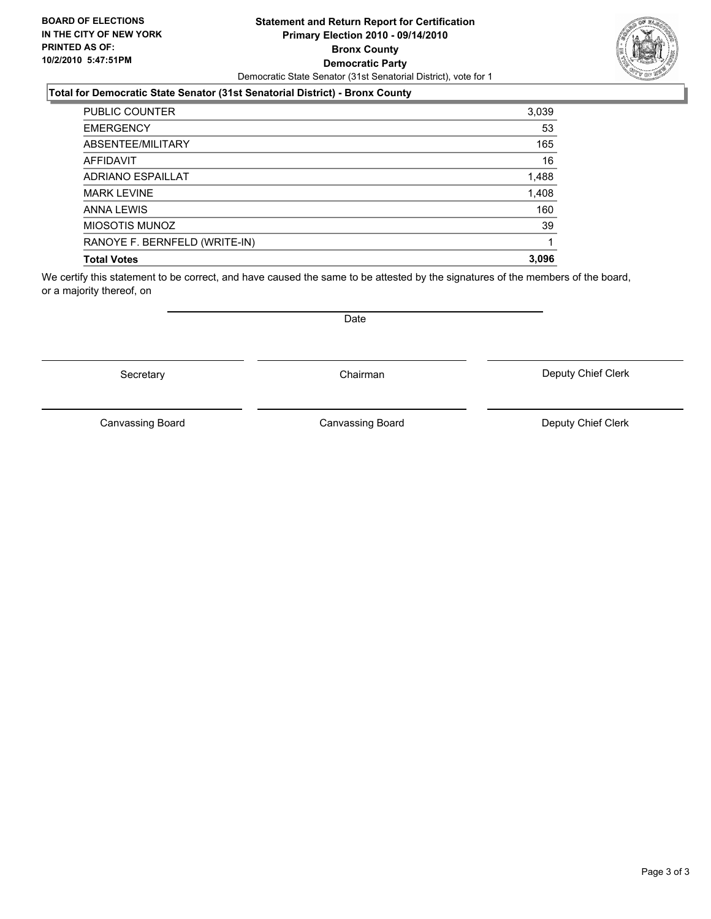**BOARD OF ELECTIONS IN THE CITY OF NEW YORK PRINTED AS OF: 10/2/2010 5:47:51PM**

**Statement and Return Report for Certification**
**Primary Election 2010 - 09/14/2010**
**Bronx County**
**Democratic Party**
Democratic State Senator (31st Senatorial District), vote for 1

**Total for Democratic State Senator (31st Senatorial District) - Bronx County**

| | |
|---|---|
| PUBLIC COUNTER | 3,039 |
| EMERGENCY | 53 |
| ABSENTEE/MILITARY | 165 |
| AFFIDAVIT | 16 |
| ADRIANO ESPAILLAT | 1,488 |
| MARK LEVINE | 1,408 |
| ANNA LEWIS | 160 |
| MIOSOTIS MUNOZ | 39 |
| RANOYE F. BERNFELD (WRITE-IN) | 1 |
| **Total Votes** | **3,096** |

We certify this statement to be correct, and have caused the same to be attested by the signatures of the members of the board, or a majority thereof, on

Date

Secretary | Chairman | Deputy Chief Clerk

Canvassing Board | Canvassing Board | Deputy Chief Clerk